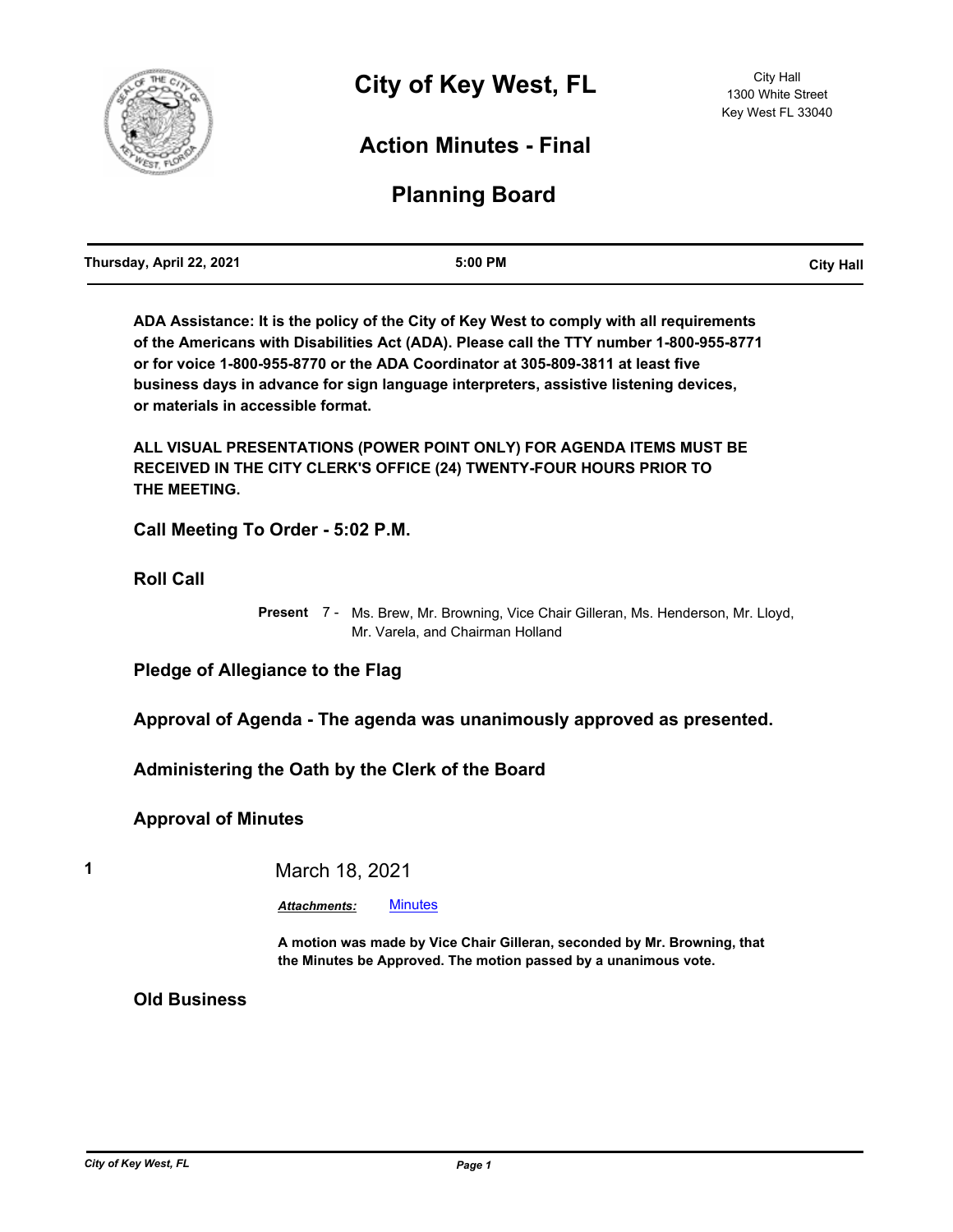# City of Key West, FL

City Hall
1300 White Street
Key West FL 33040

## Action Minutes - Final

## Planning Board

| Thursday, April 22, 2021 | 5:00 PM | City Hall |
|---|---|---|

**ADA Assistance: It is the policy of the City of Key West to comply with all requirements of the Americans with Disabilities Act (ADA). Please call the TTY number 1-800-955-8771 or for voice 1-800-955-8770 or the ADA Coordinator at 305-809-3811 at least five business days in advance for sign language interpreters, assistive listening devices, or materials in accessible format.**

**ALL VISUAL PRESENTATIONS (POWER POINT ONLY) FOR AGENDA ITEMS MUST BE RECEIVED IN THE CITY CLERK'S OFFICE (24) TWENTY-FOUR HOURS PRIOR TO THE MEETING.**

### Call Meeting To Order - 5:02 P.M.

### Roll Call

**Present** 7 - Ms. Brew, Mr. Browning, Vice Chair Gilleran, Ms. Henderson, Mr. Lloyd, Mr. Varela, and Chairman Holland

### Pledge of Allegiance to the Flag

### Approval of Agenda - The agenda was unanimously approved as presented.

### Administering the Oath by the Clerk of the Board

### Approval of Minutes

**1** March 18, 2021

***Attachments:*** Minutes

**A motion was made by Vice Chair Gilleran, seconded by Mr. Browning, that the Minutes be Approved. The motion passed by a unanimous vote.**

### Old Business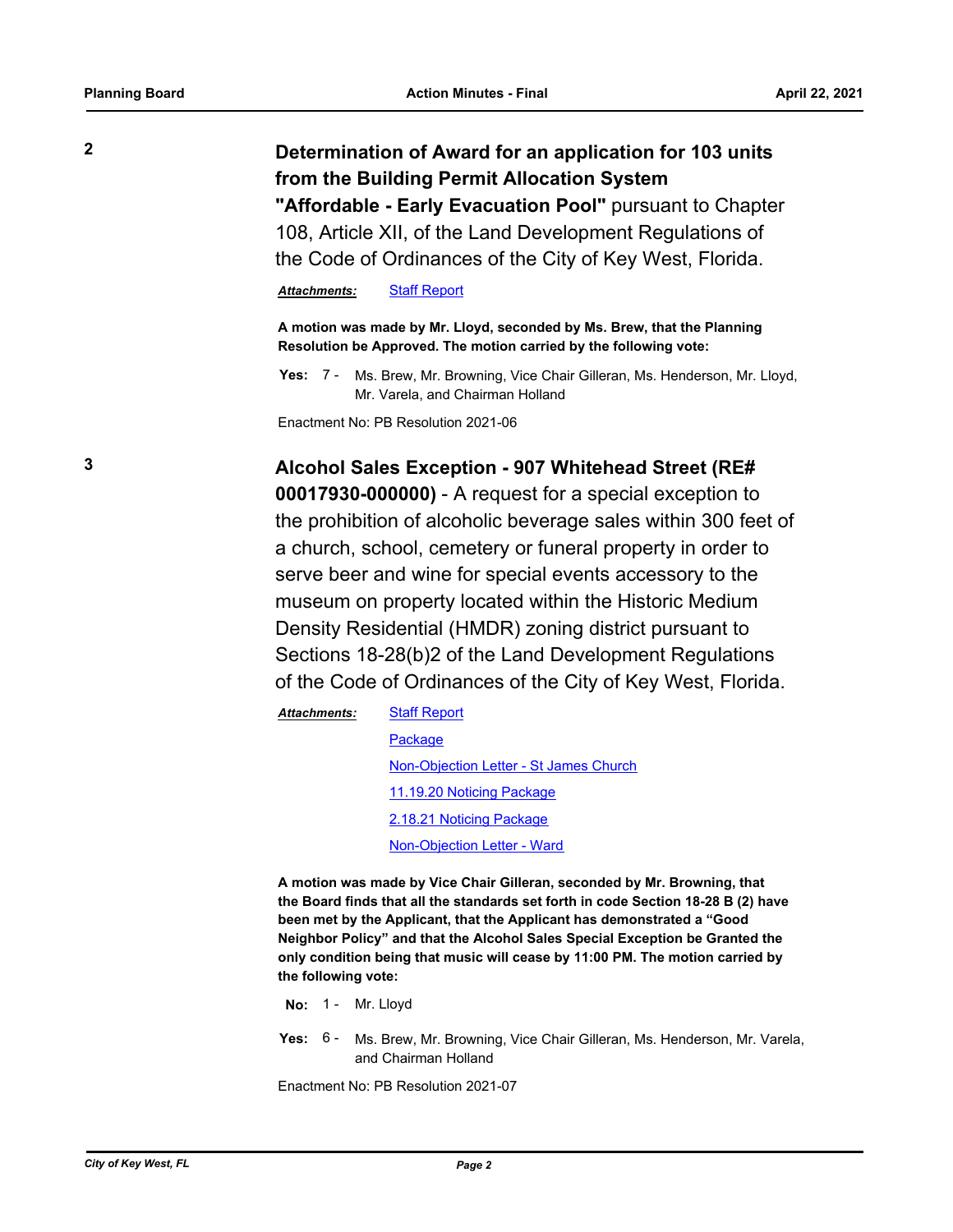**2** **Determination of Award for an application for 103 units from the Building Permit Allocation System "Affordable - Early Evacuation Pool"** pursuant to Chapter 108, Article XII, of the Land Development Regulations of the Code of Ordinances of the City of Key West, Florida.

***Attachments:*** Staff Report

**A motion was made by Mr. Lloyd, seconded by Ms. Brew, that the Planning Resolution be Approved. The motion carried by the following vote:**

**Yes:** 7 - Ms. Brew, Mr. Browning, Vice Chair Gilleran, Ms. Henderson, Mr. Lloyd, Mr. Varela, and Chairman Holland

Enactment No: PB Resolution 2021-06

**3** **Alcohol Sales Exception - 907 Whitehead Street (RE# 00017930-000000)** - A request for a special exception to the prohibition of alcoholic beverage sales within 300 feet of a church, school, cemetery or funeral property in order to serve beer and wine for special events accessory to the museum on property located within the Historic Medium Density Residential (HMDR) zoning district pursuant to Sections 18-28(b)2 of the Land Development Regulations of the Code of Ordinances of the City of Key West, Florida.

***Attachments:*** Staff Report
Package
Non-Objection Letter - St James Church
11.19.20 Noticing Package
2.18.21 Noticing Package
Non-Objection Letter - Ward

**A motion was made by Vice Chair Gilleran, seconded by Mr. Browning, that the Board finds that all the standards set forth in code Section 18-28 B (2) have been met by the Applicant, that the Applicant has demonstrated a "Good Neighbor Policy" and that the Alcohol Sales Special Exception be Granted the only condition being that music will cease by 11:00 PM. The motion carried by the following vote:**

**No:** 1 - Mr. Lloyd

**Yes:** 6 - Ms. Brew, Mr. Browning, Vice Chair Gilleran, Ms. Henderson, Mr. Varela, and Chairman Holland

Enactment No: PB Resolution 2021-07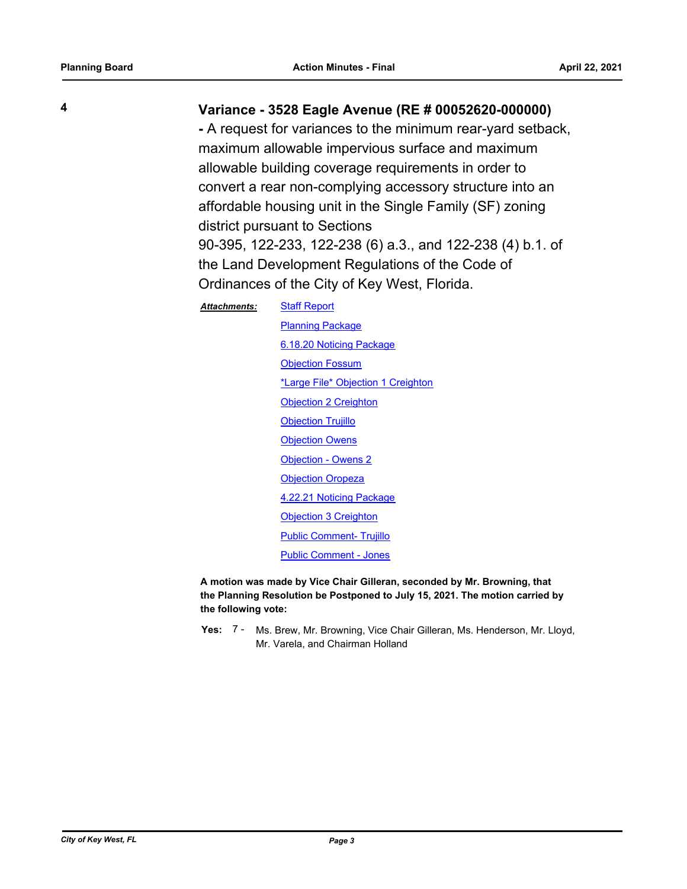4

**Variance - 3528 Eagle Avenue (RE # 00052620-000000)**

**-** A request for variances to the minimum rear-yard setback, maximum allowable impervious surface and maximum allowable building coverage requirements in order to convert a rear non-complying accessory structure into an affordable housing unit in the Single Family (SF) zoning district pursuant to Sections 90-395, 122-233, 122-238 (6) a.3., and 122-238 (4) b.1. of the Land Development Regulations of the Code of Ordinances of the City of Key West, Florida.

***Attachments:***
- Staff Report
- Planning Package
- 6.18.20 Noticing Package
- Objection Fossum
- *Large File* Objection 1 Creighton
- Objection 2 Creighton
- Objection Trujillo
- Objection Owens
- Objection - Owens 2
- Objection Oropeza
- 4.22.21 Noticing Package
- Objection 3 Creighton
- Public Comment- Trujillo
- Public Comment - Jones

**A motion was made by Vice Chair Gilleran, seconded by Mr. Browning, that the Planning Resolution be Postponed to July 15, 2021. The motion carried by the following vote:**

**Yes:** 7 - Ms. Brew, Mr. Browning, Vice Chair Gilleran, Ms. Henderson, Mr. Lloyd, Mr. Varela, and Chairman Holland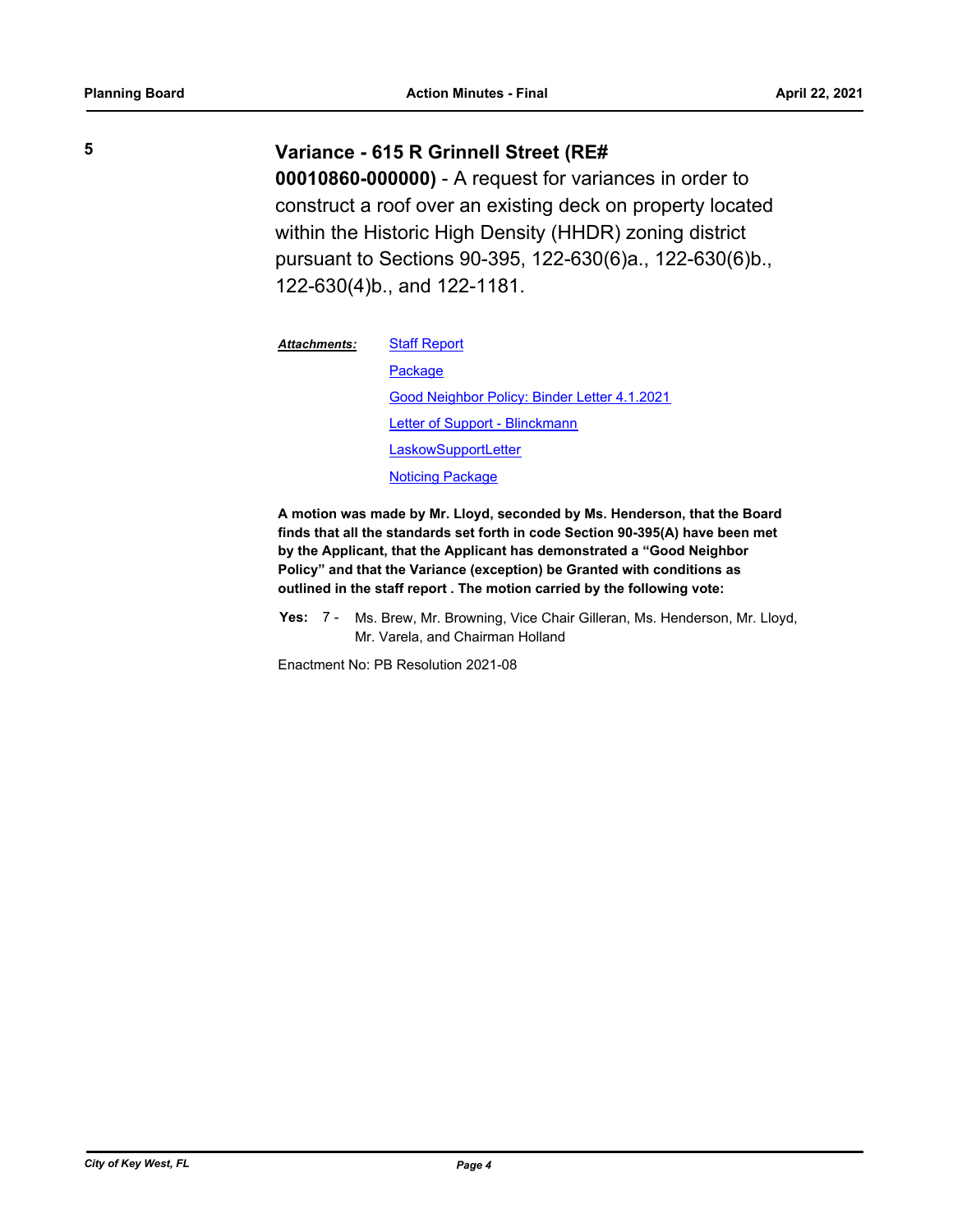**5** **Variance - 615 R Grinnell Street (RE# 00010860-000000)** - A request for variances in order to construct a roof over an existing deck on property located within the Historic High Density (HHDR) zoning district pursuant to Sections 90-395, 122-630(6)a., 122-630(6)b., 122-630(4)b., and 122-1181.

***Attachments:*** Staff Report
Package
Good Neighbor Policy: Binder Letter 4.1.2021
Letter of Support - Blinckmann
LaskowSupportLetter
Noticing Package

**A motion was made by Mr. Lloyd, seconded by Ms. Henderson, that the Board finds that all the standards set forth in code Section 90-395(A) have been met by the Applicant, that the Applicant has demonstrated a "Good Neighbor Policy" and that the Variance (exception) be Granted with conditions as outlined in the staff report . The motion carried by the following vote:**

**Yes:** 7 - Ms. Brew, Mr. Browning, Vice Chair Gilleran, Ms. Henderson, Mr. Lloyd, Mr. Varela, and Chairman Holland

Enactment No: PB Resolution 2021-08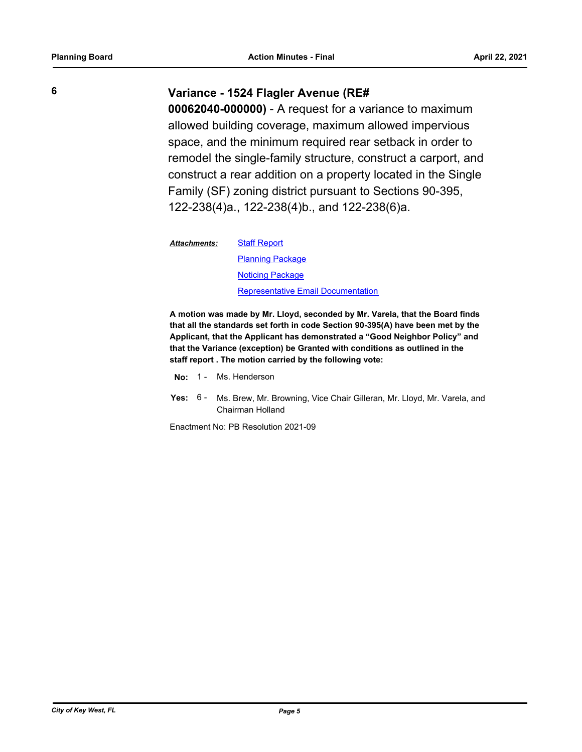**6**

**Variance - 1524 Flagler Avenue (RE# 00062040-000000)** - A request for a variance to maximum allowed building coverage, maximum allowed impervious space, and the minimum required rear setback in order to remodel the single-family structure, construct a carport, and construct a rear addition on a property located in the Single Family (SF) zoning district pursuant to Sections 90-395, 122-238(4)a., 122-238(4)b., and 122-238(6)a.

***Attachments:*** Staff Report
Planning Package
Noticing Package
Representative Email Documentation

**A motion was made by Mr. Lloyd, seconded by Mr. Varela, that the Board finds that all the standards set forth in code Section 90-395(A) have been met by the Applicant, that the Applicant has demonstrated a "Good Neighbor Policy" and that the Variance (exception) be Granted with conditions as outlined in the staff report . The motion carried by the following vote:**

**No:** 1 - Ms. Henderson

**Yes:** 6 - Ms. Brew, Mr. Browning, Vice Chair Gilleran, Mr. Lloyd, Mr. Varela, and Chairman Holland

Enactment No: PB Resolution 2021-09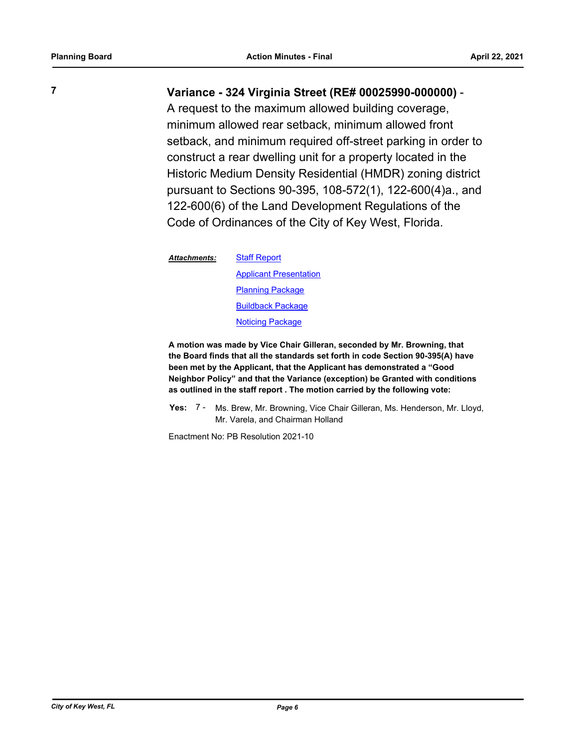7

**Variance - 324 Virginia Street (RE# 00025990-000000)** - A request to the maximum allowed building coverage, minimum allowed rear setback, minimum allowed front setback, and minimum required off-street parking in order to construct a rear dwelling unit for a property located in the Historic Medium Density Residential (HMDR) zoning district pursuant to Sections 90-395, 108-572(1), 122-600(4)a., and 122-600(6) of the Land Development Regulations of the Code of Ordinances of the City of Key West, Florida.

***Attachments:*** Staff Report
Applicant Presentation
Planning Package
Buildback Package
Noticing Package

**A motion was made by Vice Chair Gilleran, seconded by Mr. Browning, that the Board finds that all the standards set forth in code Section 90-395(A) have been met by the Applicant, that the Applicant has demonstrated a "Good Neighbor Policy" and that the Variance (exception) be Granted with conditions as outlined in the staff report . The motion carried by the following vote:**

**Yes:** 7 - Ms. Brew, Mr. Browning, Vice Chair Gilleran, Ms. Henderson, Mr. Lloyd, Mr. Varela, and Chairman Holland

Enactment No: PB Resolution 2021-10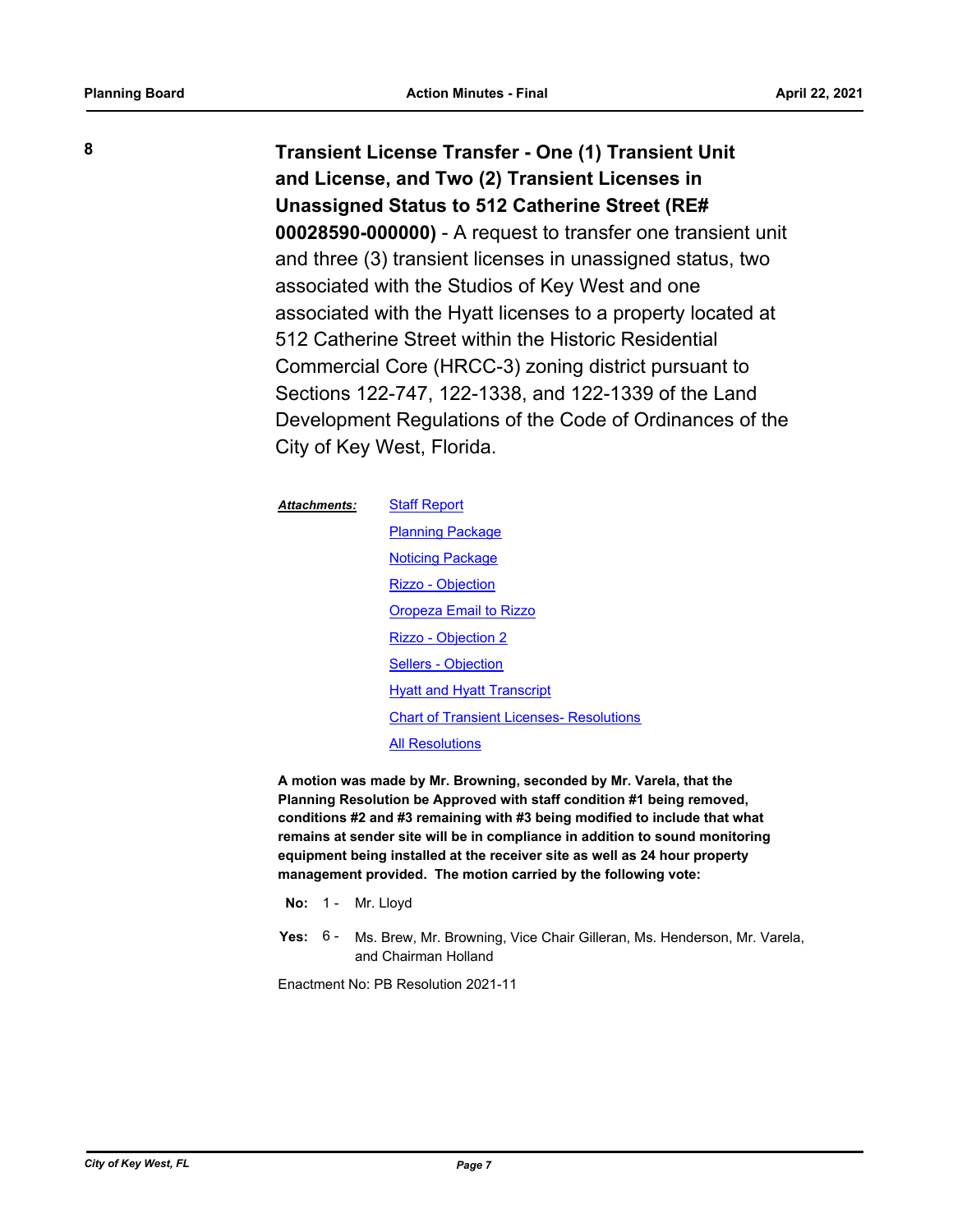**8** **Transient License Transfer - One (1) Transient Unit and License, and Two (2) Transient Licenses in Unassigned Status to 512 Catherine Street (RE# 00028590-000000)** - A request to transfer one transient unit and three (3) transient licenses in unassigned status, two associated with the Studios of Key West and one associated with the Hyatt licenses to a property located at 512 Catherine Street within the Historic Residential Commercial Core (HRCC-3) zoning district pursuant to Sections 122-747, 122-1338, and 122-1339 of the Land Development Regulations of the Code of Ordinances of the City of Key West, Florida.

***Attachments:***

- Staff Report
- Planning Package
- Noticing Package
- Rizzo - Objection
- Oropeza Email to Rizzo
- Rizzo - Objection 2
- Sellers - Objection
- Hyatt and Hyatt Transcript
- Chart of Transient Licenses- Resolutions
- All Resolutions

**A motion was made by Mr. Browning, seconded by Mr. Varela, that the Planning Resolution be Approved with staff condition #1 being removed, conditions #2 and #3 remaining with #3 being modified to include that what remains at sender site will be in compliance in addition to sound monitoring equipment being installed at the receiver site as well as 24 hour property management provided. The motion carried by the following vote:**

**No:** 1 - Mr. Lloyd

**Yes:** 6 - Ms. Brew, Mr. Browning, Vice Chair Gilleran, Ms. Henderson, Mr. Varela, and Chairman Holland

Enactment No: PB Resolution 2021-11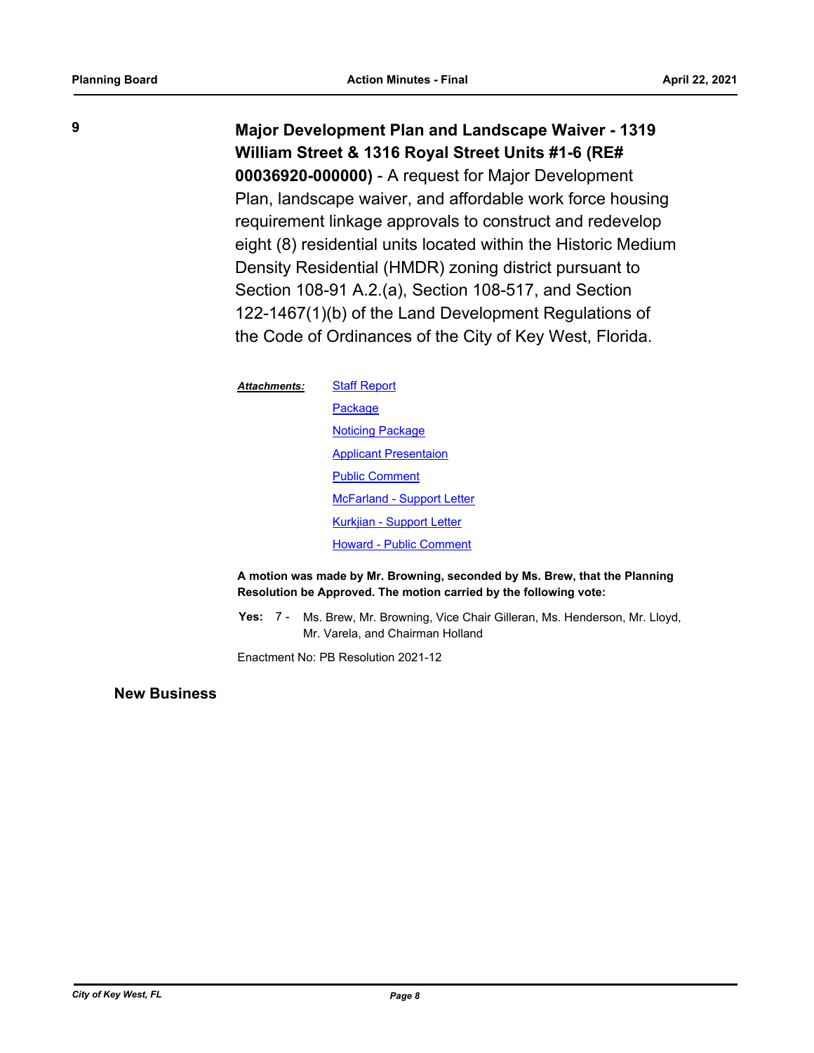9

**Major Development Plan and Landscape Waiver - 1319 William Street & 1316 Royal Street Units #1-6 (RE# 00036920-000000)** - A request for Major Development Plan, landscape waiver, and affordable work force housing requirement linkage approvals to construct and redevelop eight (8) residential units located within the Historic Medium Density Residential (HMDR) zoning district pursuant to Section 108-91 A.2.(a), Section 108-517, and Section 122-1467(1)(b) of the Land Development Regulations of the Code of Ordinances of the City of Key West, Florida.

***Attachments:***
- Staff Report
- Package
- Noticing Package
- Applicant Presentaion
- Public Comment
- McFarland - Support Letter
- Kurkjian - Support Letter
- Howard - Public Comment

**A motion was made by Mr. Browning, seconded by Ms. Brew, that the Planning Resolution be Approved. The motion carried by the following vote:**

**Yes:** 7 - Ms. Brew, Mr. Browning, Vice Chair Gilleran, Ms. Henderson, Mr. Lloyd, Mr. Varela, and Chairman Holland

Enactment No: PB Resolution 2021-12

## New Business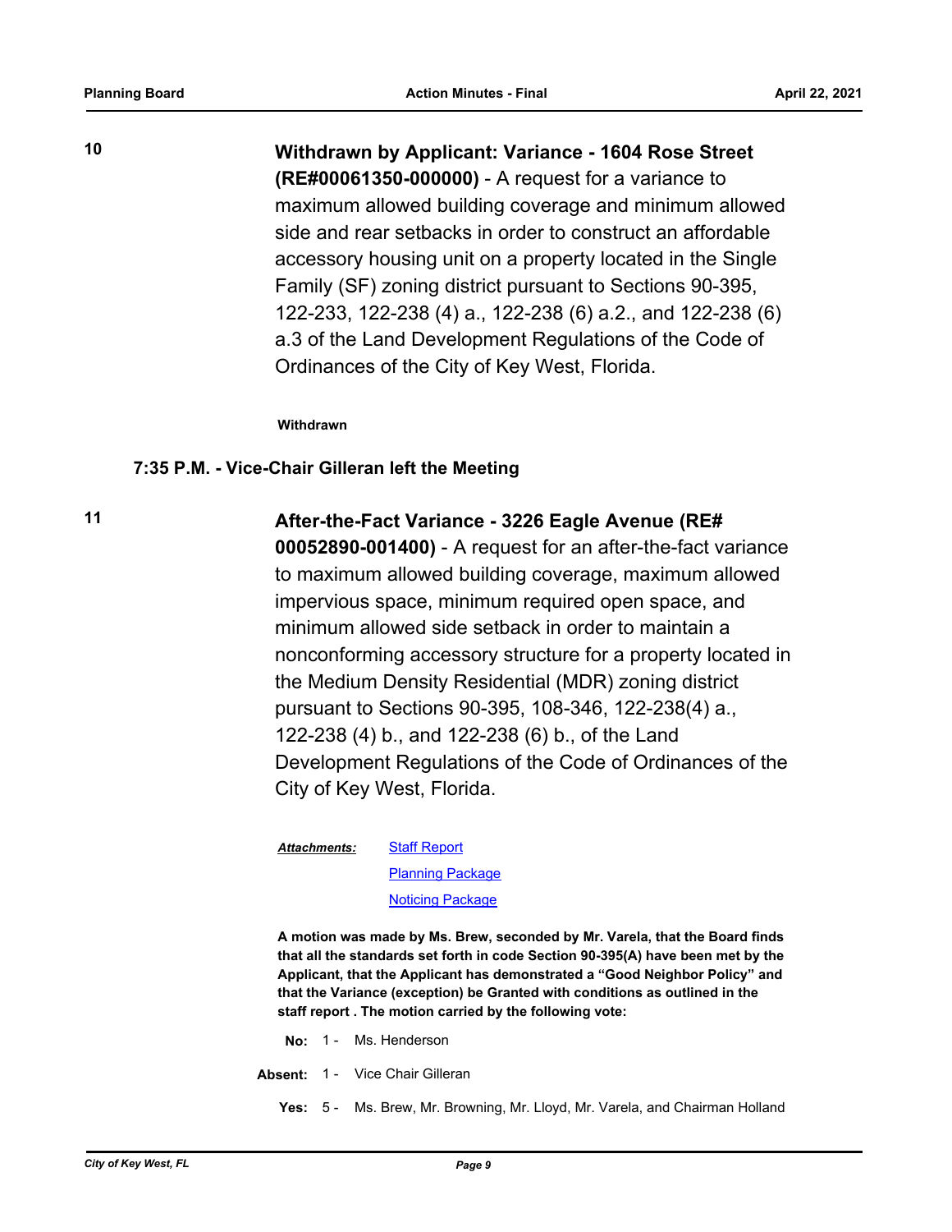**10** **Withdrawn by Applicant: Variance - 1604 Rose Street (RE#00061350-000000)** - A request for a variance to maximum allowed building coverage and minimum allowed side and rear setbacks in order to construct an affordable accessory housing unit on a property located in the Single Family (SF) zoning district pursuant to Sections 90-395, 122-233, 122-238 (4) a., 122-238 (6) a.2., and 122-238 (6) a.3 of the Land Development Regulations of the Code of Ordinances of the City of Key West, Florida.

**Withdrawn**

**7:35 P.M. - Vice-Chair Gilleran left the Meeting**

**11** **After-the-Fact Variance - 3226 Eagle Avenue (RE# 00052890-001400)** - A request for an after-the-fact variance to maximum allowed building coverage, maximum allowed impervious space, minimum required open space, and minimum allowed side setback in order to maintain a nonconforming accessory structure for a property located in the Medium Density Residential (MDR) zoning district pursuant to Sections 90-395, 108-346, 122-238(4) a., 122-238 (4) b., and 122-238 (6) b., of the Land Development Regulations of the Code of Ordinances of the City of Key West, Florida.

***Attachments:*** Staff Report
Planning Package
Noticing Package

**A motion was made by Ms. Brew, seconded by Mr. Varela, that the Board finds that all the standards set forth in code Section 90-395(A) have been met by the Applicant, that the Applicant has demonstrated a "Good Neighbor Policy" and that the Variance (exception) be Granted with conditions as outlined in the staff report . The motion carried by the following vote:**

**No:** 1 - Ms. Henderson

**Absent:** 1 - Vice Chair Gilleran

**Yes:** 5 - Ms. Brew, Mr. Browning, Mr. Lloyd, Mr. Varela, and Chairman Holland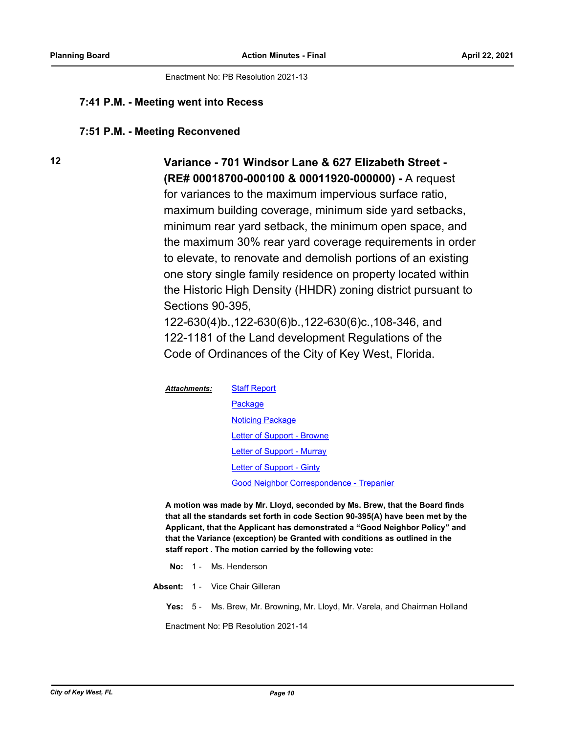Enactment No: PB Resolution 2021-13

**7:41 P.M. - Meeting went into Recess**

**7:51 P.M. - Meeting Reconvened**

**12** **Variance - 701 Windsor Lane & 627 Elizabeth Street - (RE# 00018700-000100 & 00011920-000000) -** A request for variances to the maximum impervious surface ratio, maximum building coverage, minimum side yard setbacks, minimum rear yard setback, the minimum open space, and the maximum 30% rear yard coverage requirements in order to elevate, to renovate and demolish portions of an existing one story single family residence on property located within the Historic High Density (HHDR) zoning district pursuant to Sections 90-395, 122-630(4)b.,122-630(6)b.,122-630(6)c.,108-346, and 122-1181 of the Land development Regulations of the Code of Ordinances of the City of Key West, Florida.

***Attachments:***
- Staff Report
- Package
- Noticing Package
- Letter of Support - Browne
- Letter of Support - Murray
- Letter of Support - Ginty
- Good Neighbor Correspondence - Trepanier

**A motion was made by Mr. Lloyd, seconded by Ms. Brew, that the Board finds that all the standards set forth in code Section 90-395(A) have been met by the Applicant, that the Applicant has demonstrated a "Good Neighbor Policy" and that the Variance (exception) be Granted with conditions as outlined in the staff report . The motion carried by the following vote:**

**No:** 1 - Ms. Henderson

**Absent:** 1 - Vice Chair Gilleran

**Yes:** 5 - Ms. Brew, Mr. Browning, Mr. Lloyd, Mr. Varela, and Chairman Holland

Enactment No: PB Resolution 2021-14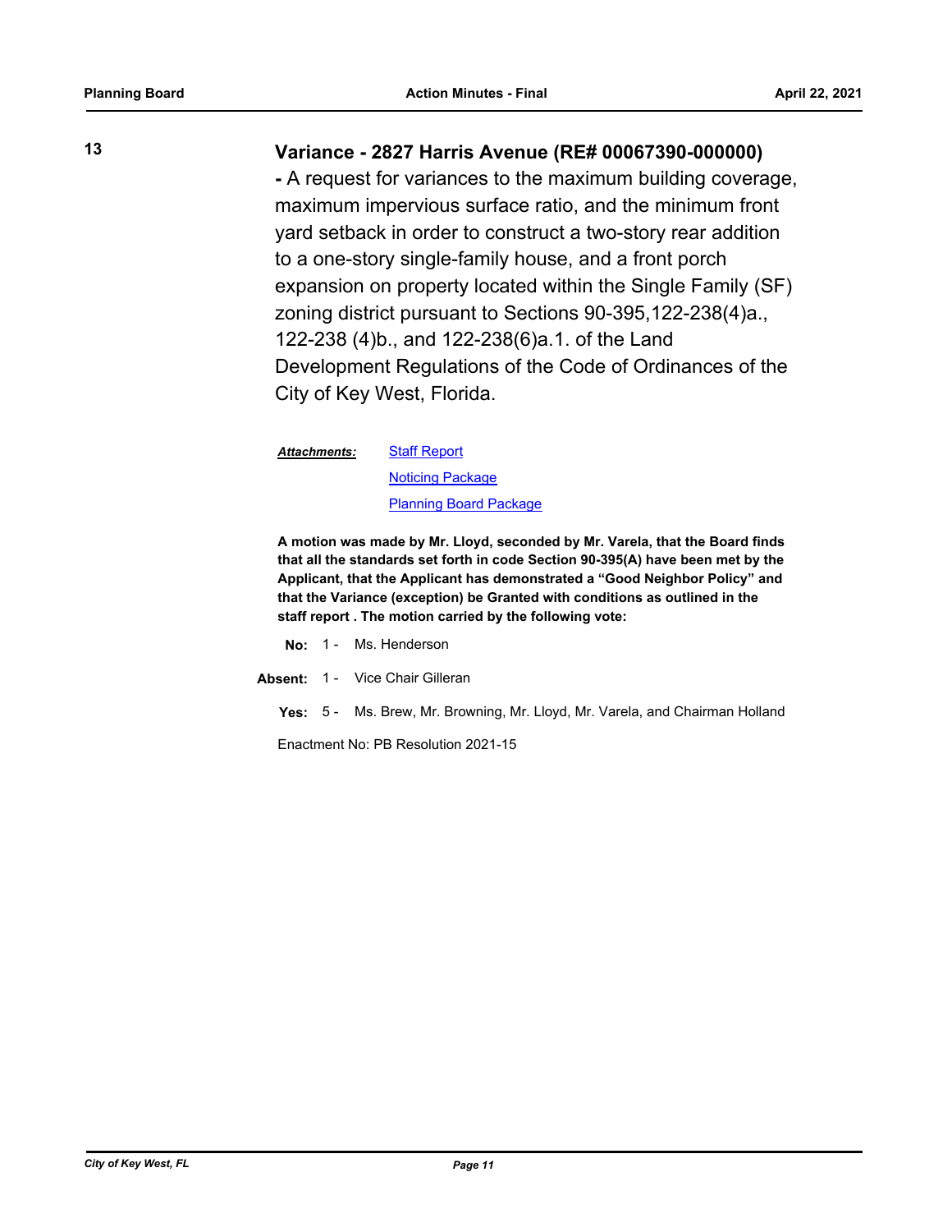**13** 

### Variance - 2827 Harris Avenue (RE# 00067390-000000)

**-** A request for variances to the maximum building coverage, maximum impervious surface ratio, and the minimum front yard setback in order to construct a two-story rear addition to a one-story single-family house, and a front porch expansion on property located within the Single Family (SF) zoning district pursuant to Sections 90-395,122-238(4)a., 122-238 (4)b., and 122-238(6)a.1. of the Land Development Regulations of the Code of Ordinances of the City of Key West, Florida.

***Attachments:*** Staff Report
Noticing Package
Planning Board Package

**A motion was made by Mr. Lloyd, seconded by Mr. Varela, that the Board finds that all the standards set forth in code Section 90-395(A) have been met by the Applicant, that the Applicant has demonstrated a "Good Neighbor Policy" and that the Variance (exception) be Granted with conditions as outlined in the staff report . The motion carried by the following vote:**

**No:** 1 - Ms. Henderson

**Absent:** 1 - Vice Chair Gilleran

**Yes:** 5 - Ms. Brew, Mr. Browning, Mr. Lloyd, Mr. Varela, and Chairman Holland

Enactment No: PB Resolution 2021-15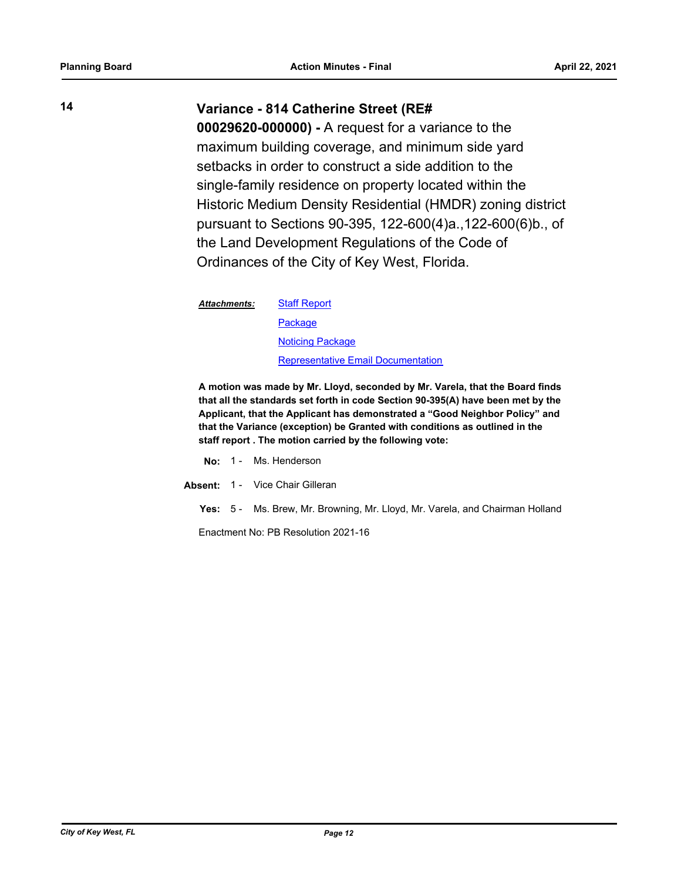**14**

**Variance - 814 Catherine Street (RE# 00029620-000000) -** A request for a variance to the maximum building coverage, and minimum side yard setbacks in order to construct a side addition to the single-family residence on property located within the Historic Medium Density Residential (HMDR) zoning district pursuant to Sections 90-395, 122-600(4)a.,122-600(6)b., of the Land Development Regulations of the Code of Ordinances of the City of Key West, Florida.

***Attachments:*** Staff Report
Package
Noticing Package
Representative Email Documentation

**A motion was made by Mr. Lloyd, seconded by Mr. Varela, that the Board finds that all the standards set forth in code Section 90-395(A) have been met by the Applicant, that the Applicant has demonstrated a "Good Neighbor Policy" and that the Variance (exception) be Granted with conditions as outlined in the staff report . The motion carried by the following vote:**

**No:** 1 - Ms. Henderson

**Absent:** 1 - Vice Chair Gilleran

**Yes:** 5 - Ms. Brew, Mr. Browning, Mr. Lloyd, Mr. Varela, and Chairman Holland

Enactment No: PB Resolution 2021-16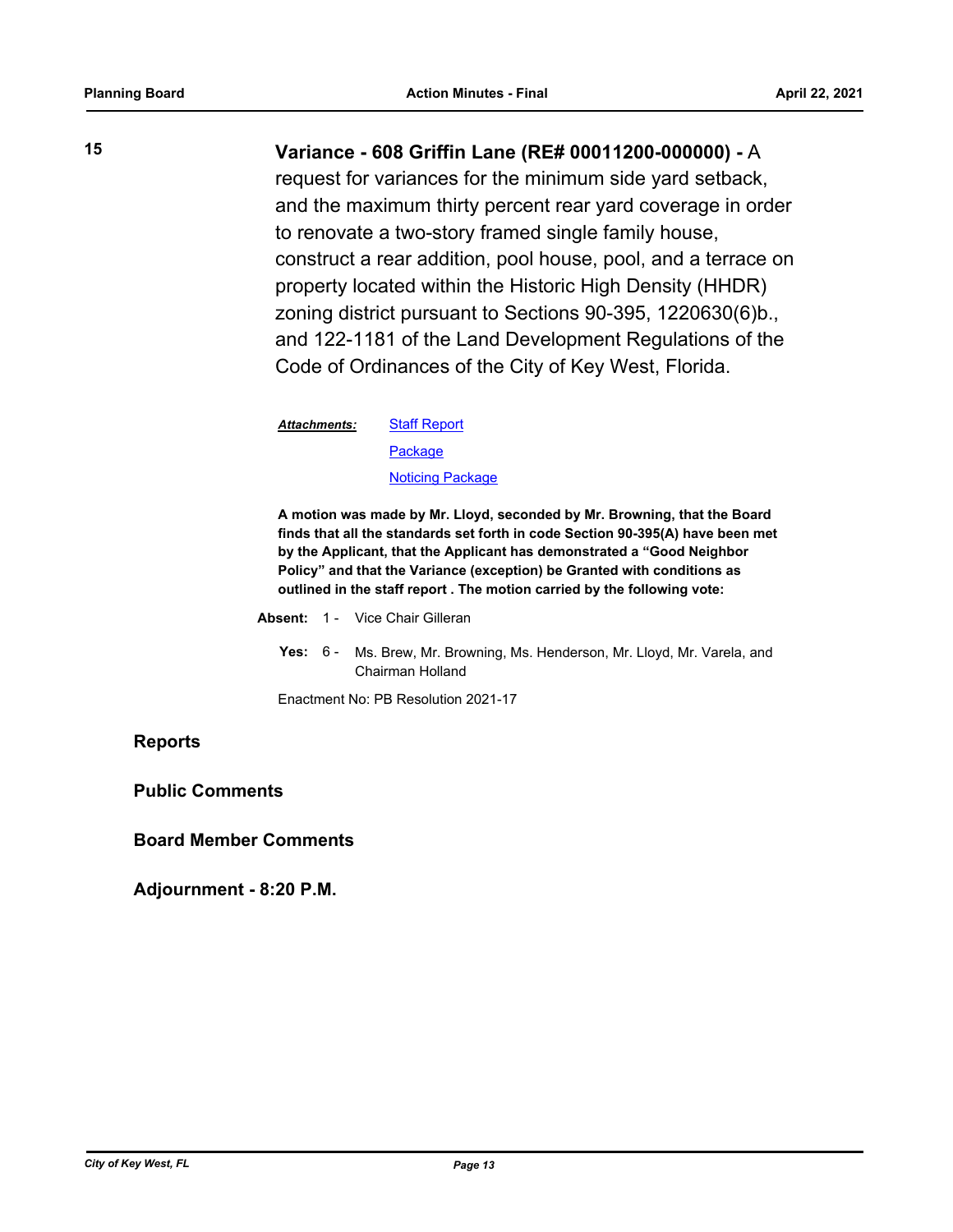**15** **Variance - 608 Griffin Lane (RE# 00011200-000000) -** A request for variances for the minimum side yard setback, and the maximum thirty percent rear yard coverage in order to renovate a two-story framed single family house, construct a rear addition, pool house, pool, and a terrace on property located within the Historic High Density (HHDR) zoning district pursuant to Sections 90-395, 1220630(6)b., and 122-1181 of the Land Development Regulations of the Code of Ordinances of the City of Key West, Florida.

***Attachments:*** Staff Report
Package
Noticing Package

**A motion was made by Mr. Lloyd, seconded by Mr. Browning, that the Board finds that all the standards set forth in code Section 90-395(A) have been met by the Applicant, that the Applicant has demonstrated a "Good Neighbor Policy" and that the Variance (exception) be Granted with conditions as outlined in the staff report . The motion carried by the following vote:**

**Absent:** 1 - Vice Chair Gilleran

**Yes:** 6 - Ms. Brew, Mr. Browning, Ms. Henderson, Mr. Lloyd, Mr. Varela, and Chairman Holland

Enactment No: PB Resolution 2021-17

## Reports

## Public Comments

## Board Member Comments

## Adjournment - 8:20 P.M.